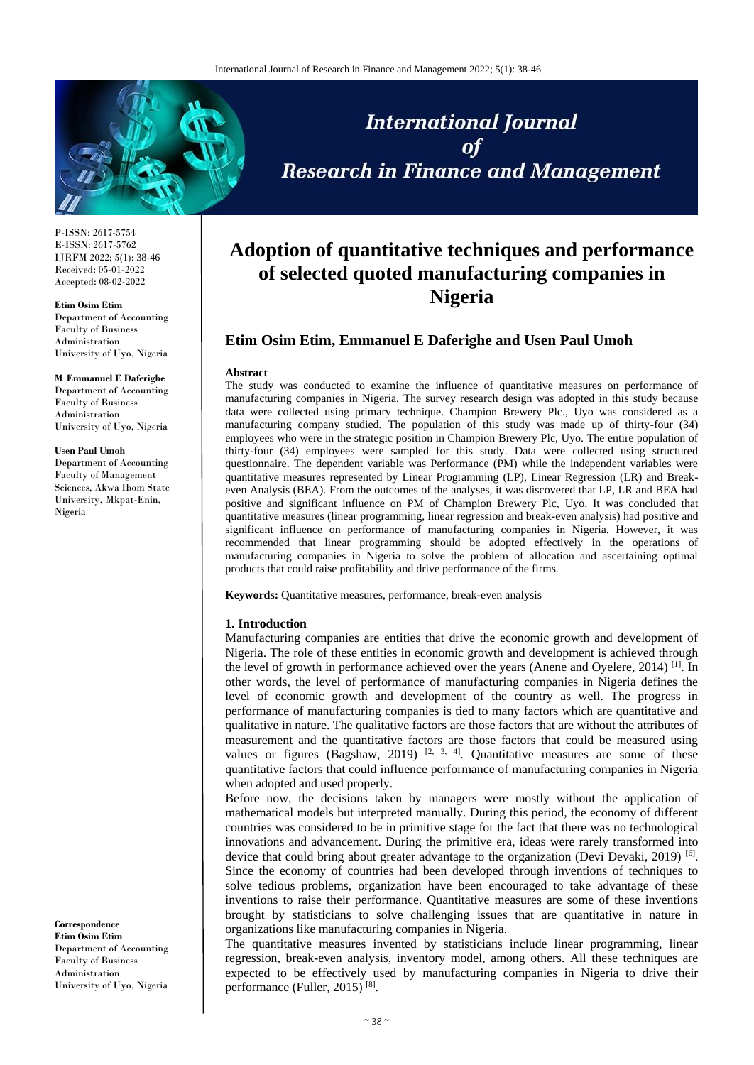P-ISSN: 2617-5754
E-ISSN: 2617-5762
IJRFM 2022; 5(1): 38-46
Received: 05-01-2022
Accepted: 08-02-2022

**Etim Osim Etim**
Department of Accounting
Faculty of Business Administration
University of Uyo, Nigeria

**M Emmanuel E Daferighe**
Department of Accounting
Faculty of Business Administration
University of Uyo, Nigeria

**Usen Paul Umoh**
Department of Accounting
Faculty of Management Sciences, Akwa Ibom State University, Mkpat-Enin, Nigeria

**Correspondence**
**Etim Osim Etim**
Department of Accounting
Faculty of Business Administration
University of Uyo, Nigeria

# Adoption of quantitative techniques and performance of selected quoted manufacturing companies in Nigeria

## Etim Osim Etim, Emmanuel E Daferighe and Usen Paul Umoh

**Abstract**

The study was conducted to examine the influence of quantitative measures on performance of manufacturing companies in Nigeria. The survey research design was adopted in this study because data were collected using primary technique. Champion Brewery Plc., Uyo was considered as a manufacturing company studied. The population of this study was made up of thirty-four (34) employees who were in the strategic position in Champion Brewery Plc, Uyo. The entire population of thirty-four (34) employees were sampled for this study. Data were collected using structured questionnaire. The dependent variable was Performance (PM) while the independent variables were quantitative measures represented by Linear Programming (LP), Linear Regression (LR) and Break-even Analysis (BEA). From the outcomes of the analyses, it was discovered that LP, LR and BEA had positive and significant influence on PM of Champion Brewery Plc, Uyo. It was concluded that quantitative measures (linear programming, linear regression and break-even analysis) had positive and significant influence on performance of manufacturing companies in Nigeria. However, it was recommended that linear programming should be adopted effectively in the operations of manufacturing companies in Nigeria to solve the problem of allocation and ascertaining optimal products that could raise profitability and drive performance of the firms.

**Keywords:** Quantitative measures, performance, break-even analysis

### 1. Introduction

Manufacturing companies are entities that drive the economic growth and development of Nigeria. The role of these entities in economic growth and development is achieved through the level of growth in performance achieved over the years (Anene and Oyelere, 2014) [1]. In other words, the level of performance of manufacturing companies in Nigeria defines the level of economic growth and development of the country as well. The progress in performance of manufacturing companies is tied to many factors which are quantitative and qualitative in nature. The qualitative factors are those factors that are without the attributes of measurement and the quantitative factors are those factors that could be measured using values or figures (Bagshaw, 2019) [2, 3, 4]. Quantitative measures are some of these quantitative factors that could influence performance of manufacturing companies in Nigeria when adopted and used properly.

Before now, the decisions taken by managers were mostly without the application of mathematical models but interpreted manually. During this period, the economy of different countries was considered to be in primitive stage for the fact that there was no technological innovations and advancement. During the primitive era, ideas were rarely transformed into device that could bring about greater advantage to the organization (Devi Devaki, 2019) [6]. Since the economy of countries had been developed through inventions of techniques to solve tedious problems, organization have been encouraged to take advantage of these inventions to raise their performance. Quantitative measures are some of these inventions brought by statisticians to solve challenging issues that are quantitative in nature in organizations like manufacturing companies in Nigeria.

The quantitative measures invented by statisticians include linear programming, linear regression, break-even analysis, inventory model, among others. All these techniques are expected to be effectively used by manufacturing companies in Nigeria to drive their performance (Fuller, 2015) [8].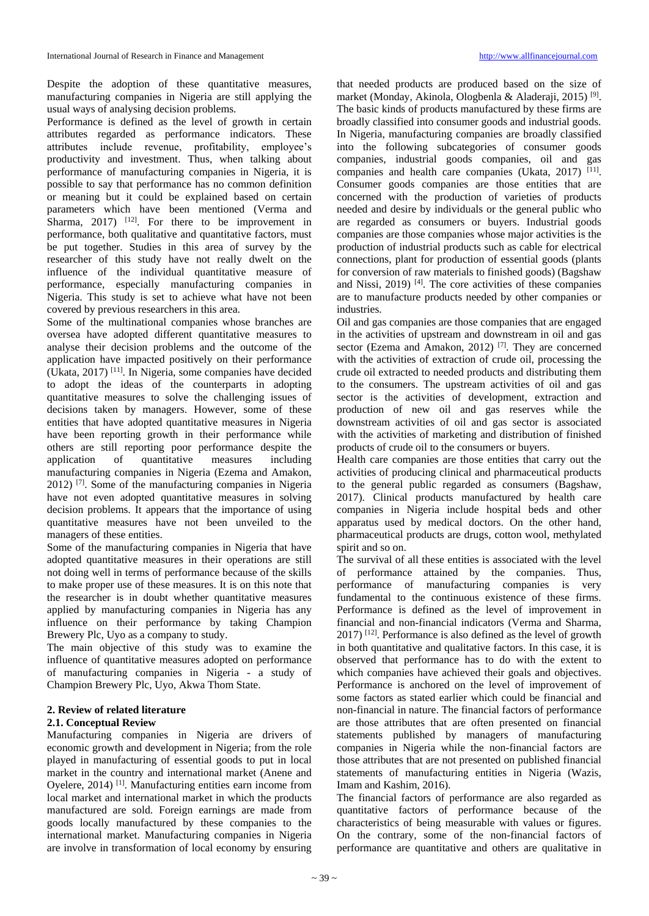Despite the adoption of these quantitative measures, manufacturing companies in Nigeria are still applying the usual ways of analysing decision problems.

Performance is defined as the level of growth in certain attributes regarded as performance indicators. These attributes include revenue, profitability, employee's productivity and investment. Thus, when talking about performance of manufacturing companies in Nigeria, it is possible to say that performance has no common definition or meaning but it could be explained based on certain parameters which have been mentioned (Verma and Sharma, 2017) [12]. For there to be improvement in performance, both qualitative and quantitative factors, must be put together. Studies in this area of survey by the researcher of this study have not really dwelt on the influence of the individual quantitative measure of performance, especially manufacturing companies in Nigeria. This study is set to achieve what have not been covered by previous researchers in this area.

Some of the multinational companies whose branches are oversea have adopted different quantitative measures to analyse their decision problems and the outcome of the application have impacted positively on their performance (Ukata, 2017) [11]. In Nigeria, some companies have decided to adopt the ideas of the counterparts in adopting quantitative measures to solve the challenging issues of decisions taken by managers. However, some of these entities that have adopted quantitative measures in Nigeria have been reporting growth in their performance while others are still reporting poor performance despite the application of quantitative measures including manufacturing companies in Nigeria (Ezema and Amakon, 2012) [7]. Some of the manufacturing companies in Nigeria have not even adopted quantitative measures in solving decision problems. It appears that the importance of using quantitative measures have not been unveiled to the managers of these entities.

Some of the manufacturing companies in Nigeria that have adopted quantitative measures in their operations are still not doing well in terms of performance because of the skills to make proper use of these measures. It is on this note that the researcher is in doubt whether quantitative measures applied by manufacturing companies in Nigeria has any influence on their performance by taking Champion Brewery Plc, Uyo as a company to study.

The main objective of this study was to examine the influence of quantitative measures adopted on performance of manufacturing companies in Nigeria - a study of Champion Brewery Plc, Uyo, Akwa Thom State.

## 2. Review of related literature

### 2.1. Conceptual Review

Manufacturing companies in Nigeria are drivers of economic growth and development in Nigeria; from the role played in manufacturing of essential goods to put in local market in the country and international market (Anene and Oyelere, 2014) [1]. Manufacturing entities earn income from local market and international market in which the products manufactured are sold. Foreign earnings are made from goods locally manufactured by these companies to the international market. Manufacturing companies in Nigeria are involve in transformation of local economy by ensuring that needed products are produced based on the size of market (Monday, Akinola, Ologbenla & Aladeraji, 2015) [9]. The basic kinds of products manufactured by these firms are broadly classified into consumer goods and industrial goods. In Nigeria, manufacturing companies are broadly classified into the following subcategories of consumer goods companies, industrial goods companies, oil and gas companies and health care companies (Ukata, 2017) [11]. Consumer goods companies are those entities that are concerned with the production of varieties of products needed and desire by individuals or the general public who are regarded as consumers or buyers. Industrial goods companies are those companies whose major activities is the production of industrial products such as cable for electrical connections, plant for production of essential goods (plants for conversion of raw materials to finished goods) (Bagshaw and Nissi, 2019) [4]. The core activities of these companies are to manufacture products needed by other companies or industries.

Oil and gas companies are those companies that are engaged in the activities of upstream and downstream in oil and gas sector (Ezema and Amakon, 2012) [7]. They are concerned with the activities of extraction of crude oil, processing the crude oil extracted to needed products and distributing them to the consumers. The upstream activities of oil and gas sector is the activities of development, extraction and production of new oil and gas reserves while the downstream activities of oil and gas sector is associated with the activities of marketing and distribution of finished products of crude oil to the consumers or buyers.

Health care companies are those entities that carry out the activities of producing clinical and pharmaceutical products to the general public regarded as consumers (Bagshaw, 2017). Clinical products manufactured by health care companies in Nigeria include hospital beds and other apparatus used by medical doctors. On the other hand, pharmaceutical products are drugs, cotton wool, methylated spirit and so on.

The survival of all these entities is associated with the level of performance attained by the companies. Thus, performance of manufacturing companies is very fundamental to the continuous existence of these firms. Performance is defined as the level of improvement in financial and non-financial indicators (Verma and Sharma, 2017) [12]. Performance is also defined as the level of growth in both quantitative and qualitative factors. In this case, it is observed that performance has to do with the extent to which companies have achieved their goals and objectives. Performance is anchored on the level of improvement of some factors as stated earlier which could be financial and non-financial in nature. The financial factors of performance are those attributes that are often presented on financial statements published by managers of manufacturing companies in Nigeria while the non-financial factors are those attributes that are not presented on published financial statements of manufacturing entities in Nigeria (Wazis, Imam and Kashim, 2016).

The financial factors of performance are also regarded as quantitative factors of performance because of the characteristics of being measurable with values or figures. On the contrary, some of the non-financial factors of performance are quantitative and others are qualitative in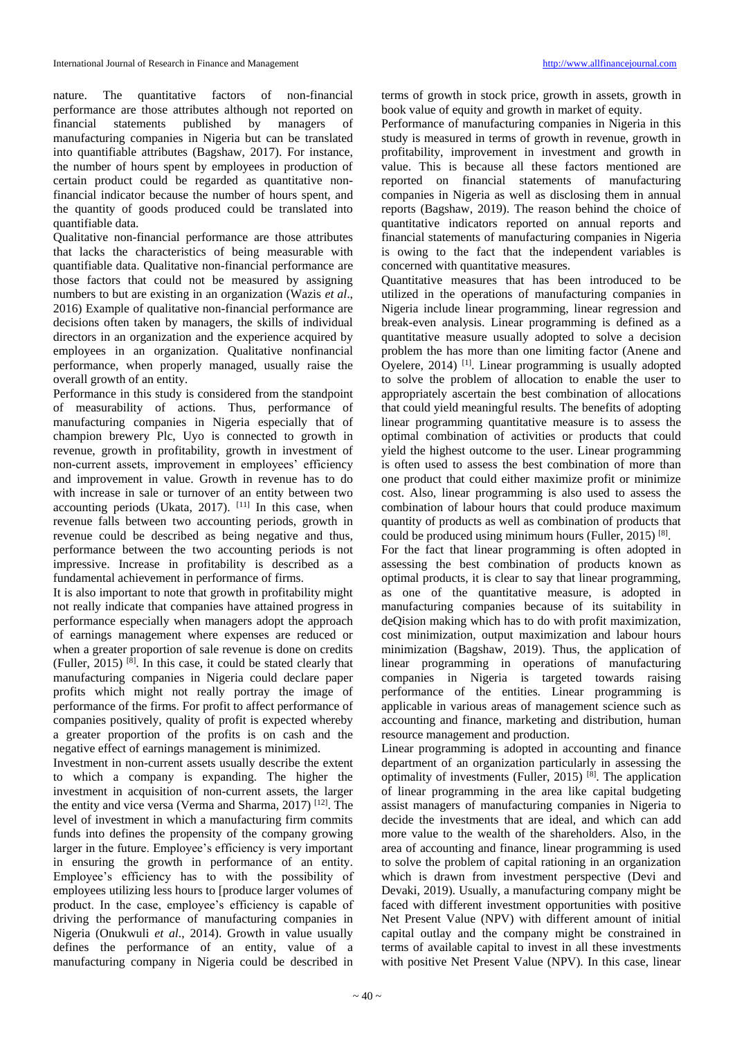nature. The quantitative factors of non-financial performance are those attributes although not reported on financial statements published by managers of manufacturing companies in Nigeria but can be translated into quantifiable attributes (Bagshaw, 2017). For instance, the number of hours spent by employees in production of certain product could be regarded as quantitative non-financial indicator because the number of hours spent, and the quantity of goods produced could be translated into quantifiable data.

Qualitative non-financial performance are those attributes that lacks the characteristics of being measurable with quantifiable data. Qualitative non-financial performance are those factors that could not be measured by assigning numbers to but are existing in an organization (Wazis *et al*., 2016) Example of qualitative non-financial performance are decisions often taken by managers, the skills of individual directors in an organization and the experience acquired by employees in an organization. Qualitative nonfinancial performance, when properly managed, usually raise the overall growth of an entity.

Performance in this study is considered from the standpoint of measurability of actions. Thus, performance of manufacturing companies in Nigeria especially that of champion brewery Plc, Uyo is connected to growth in revenue, growth in profitability, growth in investment of non-current assets, improvement in employees' efficiency and improvement in value. Growth in revenue has to do with increase in sale or turnover of an entity between two accounting periods (Ukata, 2017). [11] In this case, when revenue falls between two accounting periods, growth in revenue could be described as being negative and thus, performance between the two accounting periods is not impressive. Increase in profitability is described as a fundamental achievement in performance of firms.

It is also important to note that growth in profitability might not really indicate that companies have attained progress in performance especially when managers adopt the approach of earnings management where expenses are reduced or when a greater proportion of sale revenue is done on credits (Fuller, 2015) [8]. In this case, it could be stated clearly that manufacturing companies in Nigeria could declare paper profits which might not really portray the image of performance of the firms. For profit to affect performance of companies positively, quality of profit is expected whereby a greater proportion of the profits is on cash and the negative effect of earnings management is minimized.

Investment in non-current assets usually describe the extent to which a company is expanding. The higher the investment in acquisition of non-current assets, the larger the entity and vice versa (Verma and Sharma, 2017) [12]. The level of investment in which a manufacturing firm commits funds into defines the propensity of the company growing larger in the future. Employee's efficiency is very important in ensuring the growth in performance of an entity. Employee's efficiency has to with the possibility of employees utilizing less hours to [produce larger volumes of product. In the case, employee's efficiency is capable of driving the performance of manufacturing companies in Nigeria (Onukwuli *et al*., 2014). Growth in value usually defines the performance of an entity, value of a manufacturing company in Nigeria could be described in terms of growth in stock price, growth in assets, growth in book value of equity and growth in market of equity.

Performance of manufacturing companies in Nigeria in this study is measured in terms of growth in revenue, growth in profitability, improvement in investment and growth in value. This is because all these factors mentioned are reported on financial statements of manufacturing companies in Nigeria as well as disclosing them in annual reports (Bagshaw, 2019). The reason behind the choice of quantitative indicators reported on annual reports and financial statements of manufacturing companies in Nigeria is owing to the fact that the independent variables is concerned with quantitative measures.

Quantitative measures that has been introduced to be utilized in the operations of manufacturing companies in Nigeria include linear programming, linear regression and break-even analysis. Linear programming is defined as a quantitative measure usually adopted to solve a decision problem the has more than one limiting factor (Anene and Oyelere, 2014) [1]. Linear programming is usually adopted to solve the problem of allocation to enable the user to appropriately ascertain the best combination of allocations that could yield meaningful results. The benefits of adopting linear programming quantitative measure is to assess the optimal combination of activities or products that could yield the highest outcome to the user. Linear programming is often used to assess the best combination of more than one product that could either maximize profit or minimize cost. Also, linear programming is also used to assess the combination of labour hours that could produce maximum quantity of products as well as combination of products that could be produced using minimum hours (Fuller, 2015) [8].

For the fact that linear programming is often adopted in assessing the best combination of products known as optimal products, it is clear to say that linear programming, as one of the quantitative measure, is adopted in manufacturing companies because of its suitability in deQision making which has to do with profit maximization, cost minimization, output maximization and labour hours minimization (Bagshaw, 2019). Thus, the application of linear programming in operations of manufacturing companies in Nigeria is targeted towards raising performance of the entities. Linear programming is applicable in various areas of management science such as accounting and finance, marketing and distribution, human resource management and production.

Linear programming is adopted in accounting and finance department of an organization particularly in assessing the optimality of investments (Fuller, 2015) [8]. The application of linear programming in the area like capital budgeting assist managers of manufacturing companies in Nigeria to decide the investments that are ideal, and which can add more value to the wealth of the shareholders. Also, in the area of accounting and finance, linear programming is used to solve the problem of capital rationing in an organization which is drawn from investment perspective (Devi and Devaki, 2019). Usually, a manufacturing company might be faced with different investment opportunities with positive Net Present Value (NPV) with different amount of initial capital outlay and the company might be constrained in terms of available capital to invest in all these investments with positive Net Present Value (NPV). In this case, linear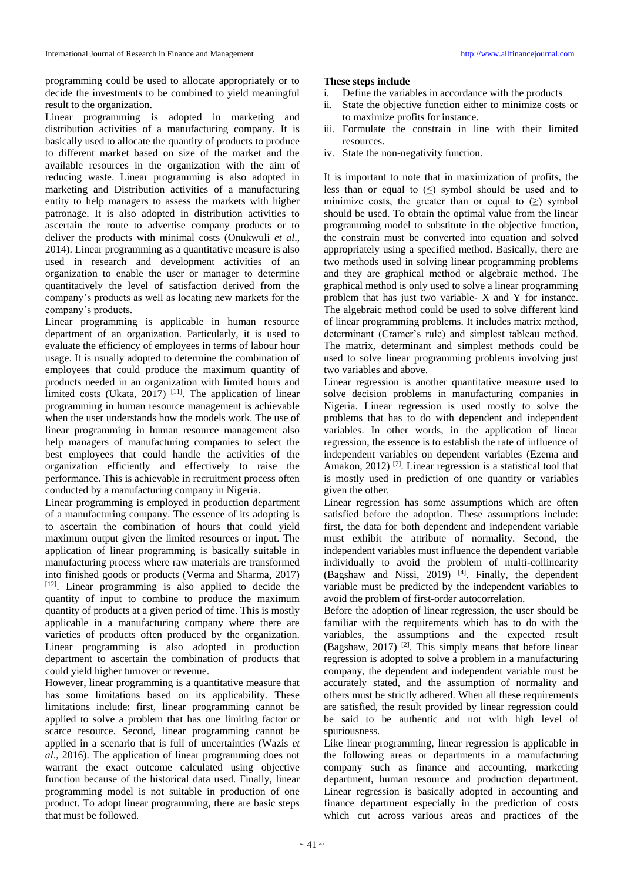programming could be used to allocate appropriately or to decide the investments to be combined to yield meaningful result to the organization.

Linear programming is adopted in marketing and distribution activities of a manufacturing company. It is basically used to allocate the quantity of products to produce to different market based on size of the market and the available resources in the organization with the aim of reducing waste. Linear programming is also adopted in marketing and Distribution activities of a manufacturing entity to help managers to assess the markets with higher patronage. It is also adopted in distribution activities to ascertain the route to advertise company products or to deliver the products with minimal costs (Onukwuli *et al*., 2014). Linear programming as a quantitative measure is also used in research and development activities of an organization to enable the user or manager to determine quantitatively the level of satisfaction derived from the company's products as well as locating new markets for the company's products.

Linear programming is applicable in human resource department of an organization. Particularly, it is used to evaluate the efficiency of employees in terms of labour hour usage. It is usually adopted to determine the combination of employees that could produce the maximum quantity of products needed in an organization with limited hours and limited costs (Ukata, 2017) [11]. The application of linear programming in human resource management is achievable when the user understands how the models work. The use of linear programming in human resource management also help managers of manufacturing companies to select the best employees that could handle the activities of the organization efficiently and effectively to raise the performance. This is achievable in recruitment process often conducted by a manufacturing company in Nigeria.

Linear programming is employed in production department of a manufacturing company. The essence of its adopting is to ascertain the combination of hours that could yield maximum output given the limited resources or input. The application of linear programming is basically suitable in manufacturing process where raw materials are transformed into finished goods or products (Verma and Sharma, 2017) [12]. Linear programming is also applied to decide the quantity of input to combine to produce the maximum quantity of products at a given period of time. This is mostly applicable in a manufacturing company where there are varieties of products often produced by the organization. Linear programming is also adopted in production department to ascertain the combination of products that could yield higher turnover or revenue.

However, linear programming is a quantitative measure that has some limitations based on its applicability. These limitations include: first, linear programming cannot be applied to solve a problem that has one limiting factor or scarce resource. Second, linear programming cannot be applied in a scenario that is full of uncertainties (Wazis *et al*., 2016). The application of linear programming does not warrant the exact outcome calculated using objective function because of the historical data used. Finally, linear programming model is not suitable in production of one product. To adopt linear programming, there are basic steps that must be followed.

**These steps include**

i. Define the variables in accordance with the products
ii. State the objective function either to minimize costs or to maximize profits for instance.
iii. Formulate the constrain in line with their limited resources.
iv. State the non-negativity function.

It is important to note that in maximization of profits, the less than or equal to ($\leq$) symbol should be used and to minimize costs, the greater than or equal to ($\geq$) symbol should be used. To obtain the optimal value from the linear programming model to substitute in the objective function, the constrain must be converted into equation and solved appropriately using a specified method. Basically, there are two methods used in solving linear programming problems and they are graphical method or algebraic method. The graphical method is only used to solve a linear programming problem that has just two variable- X and Y for instance. The algebraic method could be used to solve different kind of linear programming problems. It includes matrix method, determinant (Cramer's rule) and simplest tableau method. The matrix, determinant and simplest methods could be used to solve linear programming problems involving just two variables and above.

Linear regression is another quantitative measure used to solve decision problems in manufacturing companies in Nigeria. Linear regression is used mostly to solve the problems that has to do with dependent and independent variables. In other words, in the application of linear regression, the essence is to establish the rate of influence of independent variables on dependent variables (Ezema and Amakon, 2012) [7]. Linear regression is a statistical tool that is mostly used in prediction of one quantity or variables given the other.

Linear regression has some assumptions which are often satisfied before the adoption. These assumptions include: first, the data for both dependent and independent variable must exhibit the attribute of normality. Second, the independent variables must influence the dependent variable individually to avoid the problem of multi-collinearity (Bagshaw and Nissi, 2019) [4]. Finally, the dependent variable must be predicted by the independent variables to avoid the problem of first-order autocorrelation.

Before the adoption of linear regression, the user should be familiar with the requirements which has to do with the variables, the assumptions and the expected result (Bagshaw, 2017) [2]. This simply means that before linear regression is adopted to solve a problem in a manufacturing company, the dependent and independent variable must be accurately stated, and the assumption of normality and others must be strictly adhered. When all these requirements are satisfied, the result provided by linear regression could be said to be authentic and not with high level of spuriousness.

Like linear programming, linear regression is applicable in the following areas or departments in a manufacturing company such as finance and accounting, marketing department, human resource and production department. Linear regression is basically adopted in accounting and finance department especially in the prediction of costs which cut across various areas and practices of the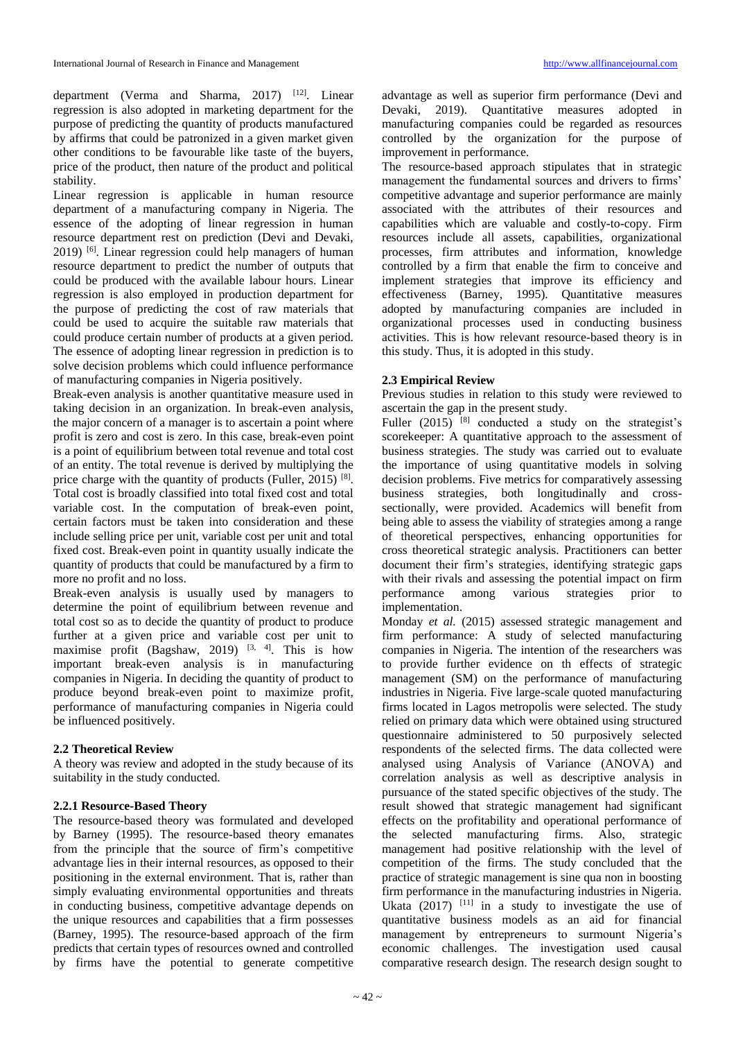department (Verma and Sharma, 2017) [12]. Linear regression is also adopted in marketing department for the purpose of predicting the quantity of products manufactured by affirms that could be patronized in a given market given other conditions to be favourable like taste of the buyers, price of the product, then nature of the product and political stability.

Linear regression is applicable in human resource department of a manufacturing company in Nigeria. The essence of the adopting of linear regression in human resource department rest on prediction (Devi and Devaki, 2019) [6]. Linear regression could help managers of human resource department to predict the number of outputs that could be produced with the available labour hours. Linear regression is also employed in production department for the purpose of predicting the cost of raw materials that could be used to acquire the suitable raw materials that could produce certain number of products at a given period. The essence of adopting linear regression in prediction is to solve decision problems which could influence performance of manufacturing companies in Nigeria positively.

Break-even analysis is another quantitative measure used in taking decision in an organization. In break-even analysis, the major concern of a manager is to ascertain a point where profit is zero and cost is zero. In this case, break-even point is a point of equilibrium between total revenue and total cost of an entity. The total revenue is derived by multiplying the price charge with the quantity of products (Fuller, 2015) [8]. Total cost is broadly classified into total fixed cost and total variable cost. In the computation of break-even point, certain factors must be taken into consideration and these include selling price per unit, variable cost per unit and total fixed cost. Break-even point in quantity usually indicate the quantity of products that could be manufactured by a firm to more no profit and no loss.

Break-even analysis is usually used by managers to determine the point of equilibrium between revenue and total cost so as to decide the quantity of product to produce further at a given price and variable cost per unit to maximise profit (Bagshaw, 2019) [3, 4]. This is how important break-even analysis is in manufacturing companies in Nigeria. In deciding the quantity of product to produce beyond break-even point to maximize profit, performance of manufacturing companies in Nigeria could be influenced positively.

### 2.2 Theoretical Review

A theory was review and adopted in the study because of its suitability in the study conducted.

#### 2.2.1 Resource-Based Theory

The resource-based theory was formulated and developed by Barney (1995). The resource-based theory emanates from the principle that the source of firm's competitive advantage lies in their internal resources, as opposed to their positioning in the external environment. That is, rather than simply evaluating environmental opportunities and threats in conducting business, competitive advantage depends on the unique resources and capabilities that a firm possesses (Barney, 1995). The resource-based approach of the firm predicts that certain types of resources owned and controlled by firms have the potential to generate competitive advantage as well as superior firm performance (Devi and Devaki, 2019). Quantitative measures adopted in manufacturing companies could be regarded as resources controlled by the organization for the purpose of improvement in performance.

The resource-based approach stipulates that in strategic management the fundamental sources and drivers to firms' competitive advantage and superior performance are mainly associated with the attributes of their resources and capabilities which are valuable and costly-to-copy. Firm resources include all assets, capabilities, organizational processes, firm attributes and information, knowledge controlled by a firm that enable the firm to conceive and implement strategies that improve its efficiency and effectiveness (Barney, 1995). Quantitative measures adopted by manufacturing companies are included in organizational processes used in conducting business activities. This is how relevant resource-based theory is in this study. Thus, it is adopted in this study.

### 2.3 Empirical Review

Previous studies in relation to this study were reviewed to ascertain the gap in the present study.

Fuller (2015) [8] conducted a study on the strategist's scorekeeper: A quantitative approach to the assessment of business strategies. The study was carried out to evaluate the importance of using quantitative models in solving decision problems. Five metrics for comparatively assessing business strategies, both longitudinally and cross-sectionally, were provided. Academics will benefit from being able to assess the viability of strategies among a range of theoretical perspectives, enhancing opportunities for cross theoretical strategic analysis. Practitioners can better document their firm's strategies, identifying strategic gaps with their rivals and assessing the potential impact on firm performance among various strategies prior to implementation.

Monday *et al.* (2015) assessed strategic management and firm performance: A study of selected manufacturing companies in Nigeria. The intention of the researchers was to provide further evidence on th effects of strategic management (SM) on the performance of manufacturing industries in Nigeria. Five large-scale quoted manufacturing firms located in Lagos metropolis were selected. The study relied on primary data which were obtained using structured questionnaire administered to 50 purposively selected respondents of the selected firms. The data collected were analysed using Analysis of Variance (ANOVA) and correlation analysis as well as descriptive analysis in pursuance of the stated specific objectives of the study. The result showed that strategic management had significant effects on the profitability and operational performance of the selected manufacturing firms. Also, strategic management had positive relationship with the level of competition of the firms. The study concluded that the practice of strategic management is sine qua non in boosting firm performance in the manufacturing industries in Nigeria.

Ukata (2017) [11] in a study to investigate the use of quantitative business models as an aid for financial management by entrepreneurs to surmount Nigeria's economic challenges. The investigation used causal comparative research design. The research design sought to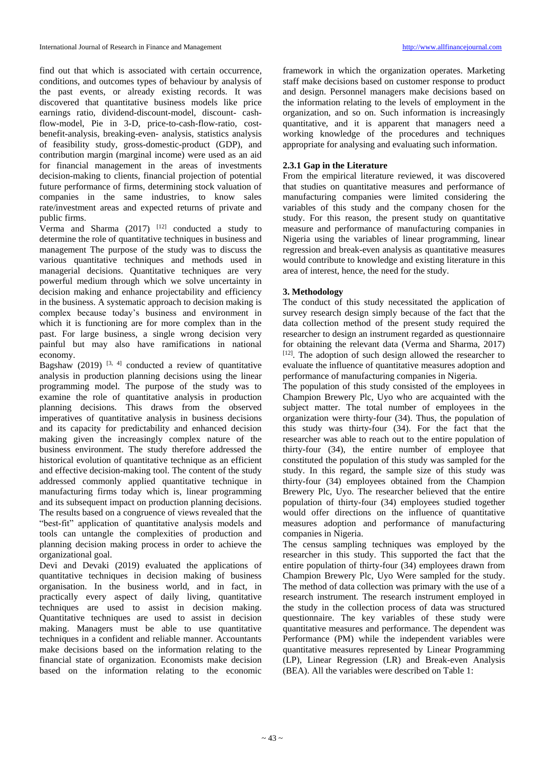find out that which is associated with certain occurrence, conditions, and outcomes types of behaviour by analysis of the past events, or already existing records. It was discovered that quantitative business models like price earnings ratio, dividend-discount-model, discount- cash-flow-model, Pie in 3-D, price-to-cash-flow-ratio, cost-benefit-analysis, breaking-even- analysis, statistics analysis of feasibility study, gross-domestic-product (GDP), and contribution margin (marginal income) were used as an aid for financial management in the areas of investments decision-making to clients, financial projection of potential future performance of firms, determining stock valuation of companies in the same industries, to know sales rate/investment areas and expected returns of private and public firms.

Verma and Sharma (2017) [12] conducted a study to determine the role of quantitative techniques in business and management The purpose of the study was to discuss the various quantitative techniques and methods used in managerial decisions. Quantitative techniques are very powerful medium through which we solve uncertainty in decision making and enhance projectability and efficiency in the business. A systematic approach to decision making is complex because today's business and environment in which it is functioning are for more complex than in the past. For large business, a single wrong decision very painful but may also have ramifications in national economy.

Bagshaw (2019) [3, 4] conducted a review of quantitative analysis in production planning decisions using the linear programming model. The purpose of the study was to examine the role of quantitative analysis in production planning decisions. This draws from the observed imperatives of quantitative analysis in business decisions and its capacity for predictability and enhanced decision making given the increasingly complex nature of the business environment. The study therefore addressed the historical evolution of quantitative technique as an efficient and effective decision-making tool. The content of the study addressed commonly applied quantitative technique in manufacturing firms today which is, linear programming and its subsequent impact on production planning decisions. The results based on a congruence of views revealed that the "best-fit" application of quantitative analysis models and tools can untangle the complexities of production and planning decision making process in order to achieve the organizational goal.

Devi and Devaki (2019) evaluated the applications of quantitative techniques in decision making of business organisation. In the business world, and in fact, in practically every aspect of daily living, quantitative techniques are used to assist in decision making. Quantitative techniques are used to assist in decision making. Managers must be able to use quantitative techniques in a confident and reliable manner. Accountants make decisions based on the information relating to the financial state of organization. Economists make decision based on the information relating to the economic framework in which the organization operates. Marketing staff make decisions based on customer response to product and design. Personnel managers make decisions based on the information relating to the levels of employment in the organization, and so on. Such information is increasingly quantitative, and it is apparent that managers need a working knowledge of the procedures and techniques appropriate for analysing and evaluating such information.

### 2.3.1 Gap in the Literature

From the empirical literature reviewed, it was discovered that studies on quantitative measures and performance of manufacturing companies were limited considering the variables of this study and the company chosen for the study. For this reason, the present study on quantitative measure and performance of manufacturing companies in Nigeria using the variables of linear programming, linear regression and break-even analysis as quantitative measures would contribute to knowledge and existing literature in this area of interest, hence, the need for the study.

## 3. Methodology

The conduct of this study necessitated the application of survey research design simply because of the fact that the data collection method of the present study required the researcher to design an instrument regarded as questionnaire for obtaining the relevant data (Verma and Sharma, 2017) [12]. The adoption of such design allowed the researcher to evaluate the influence of quantitative measures adoption and performance of manufacturing companies in Nigeria.

The population of this study consisted of the employees in Champion Brewery Plc, Uyo who are acquainted with the subject matter. The total number of employees in the organization were thirty-four (34). Thus, the population of this study was thirty-four (34). For the fact that the researcher was able to reach out to the entire population of thirty-four (34), the entire number of employee that constituted the population of this study was sampled for the study. In this regard, the sample size of this study was thirty-four (34) employees obtained from the Champion Brewery Plc, Uyo. The researcher believed that the entire population of thirty-four (34) employees studied together would offer directions on the influence of quantitative measures adoption and performance of manufacturing companies in Nigeria.

The census sampling techniques was employed by the researcher in this study. This supported the fact that the entire population of thirty-four (34) employees drawn from Champion Brewery Plc, Uyo Were sampled for the study. The method of data collection was primary with the use of a research instrument. The research instrument employed in the study in the collection process of data was structured questionnaire. The key variables of these study were quantitative measures and performance. The dependent was Performance (PM) while the independent variables were quantitative measures represented by Linear Programming (LP), Linear Regression (LR) and Break-even Analysis (BEA). All the variables were described on Table 1: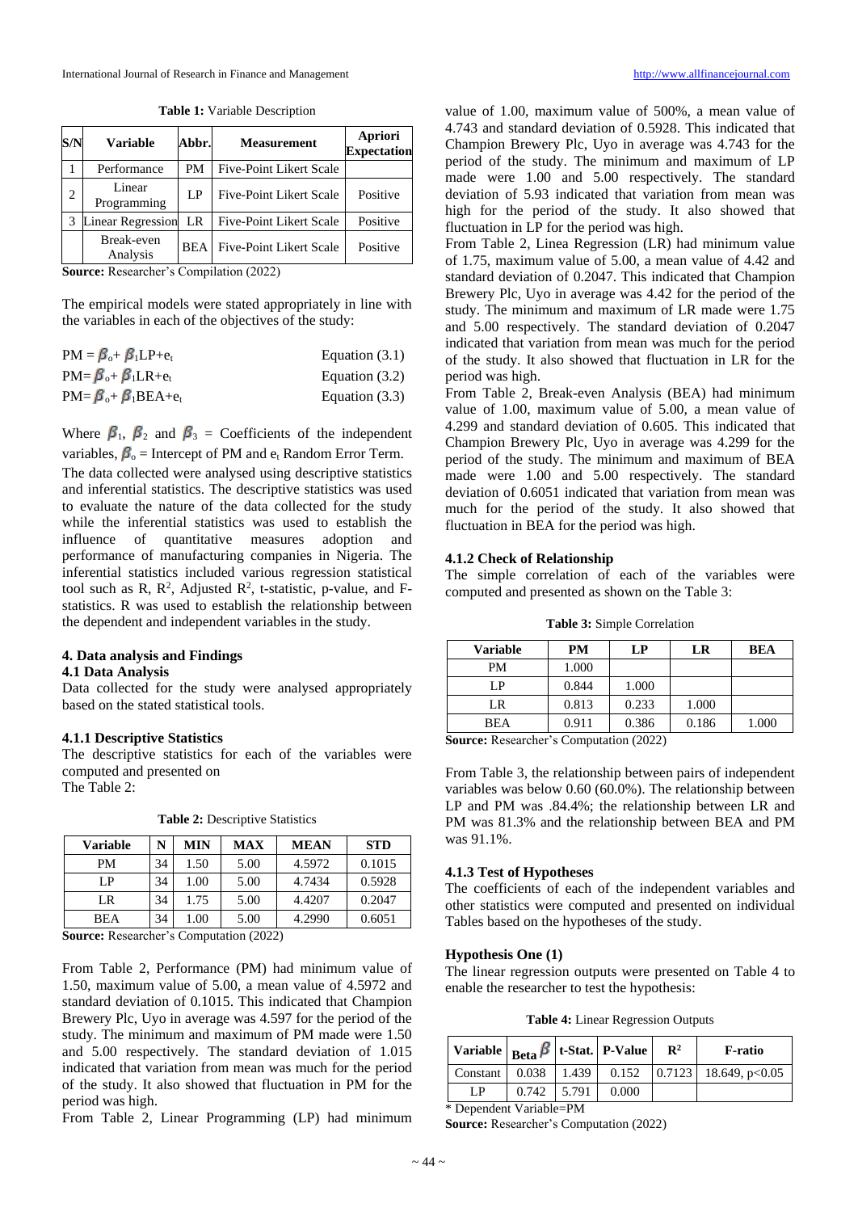**Table 1:** Variable Description

| S/N | Variable | Abbr. | Measurement | Apriori Expectation |
|---|---|---|---|---|
| 1 | Performance | PM | Five-Point Likert Scale | |
| 2 | Linear Programming | LP | Five-Point Likert Scale | Positive |
| 3 | Linear Regression | LR | Five-Point Likert Scale | Positive |
| | Break-even Analysis | BEA | Five-Point Likert Scale | Positive |

**Source:** Researcher's Compilation (2022)

The empirical models were stated appropriately in line with the variables in each of the objectives of the study:

$PM = \beta_o + \beta_1 LP + e_t$ Equation (3.1)

$PM = \beta_o + \beta_1 LR + e_t$ Equation (3.2)

$PM = \beta_o + \beta_1 BEA + e_t$ Equation (3.3)

Where $\beta_1$, $\beta_2$ and $\beta_3$ = Coefficients of the independent variables, $\beta_o$ = Intercept of PM and $e_t$ Random Error Term.

The data collected were analysed using descriptive statistics and inferential statistics. The descriptive statistics was used to evaluate the nature of the data collected for the study while the inferential statistics was used to establish the influence of quantitative measures adoption and performance of manufacturing companies in Nigeria. The inferential statistics included various regression statistical tool such as R, $R^2$, Adjusted $R^2$, t-statistic, p-value, and F-statistics. R was used to establish the relationship between the dependent and independent variables in the study.

## 4. Data analysis and Findings

### 4.1 Data Analysis

Data collected for the study were analysed appropriately based on the stated statistical tools.

#### 4.1.1 Descriptive Statistics

The descriptive statistics for each of the variables were computed and presented on The Table 2:

**Table 2:** Descriptive Statistics

| Variable | N | MIN | MAX | MEAN | STD |
|---|---|---|---|---|---|
| PM | 34 | 1.50 | 5.00 | 4.5972 | 0.1015 |
| LP | 34 | 1.00 | 5.00 | 4.7434 | 0.5928 |
| LR | 34 | 1.75 | 5.00 | 4.4207 | 0.2047 |
| BEA | 34 | 1.00 | 5.00 | 4.2990 | 0.6051 |

**Source:** Researcher's Computation (2022)

From Table 2, Performance (PM) had minimum value of 1.50, maximum value of 5.00, a mean value of 4.5972 and standard deviation of 0.1015. This indicated that Champion Brewery Plc, Uyo in average was 4.597 for the period of the study. The minimum and maximum of PM made were 1.50 and 5.00 respectively. The standard deviation of 1.015 indicated that variation from mean was much for the period of the study. It also showed that fluctuation in PM for the period was high.

From Table 2, Linear Programming (LP) had minimum value of 1.00, maximum value of 500%, a mean value of 4.743 and standard deviation of 0.5928. This indicated that Champion Brewery Plc, Uyo in average was 4.743 for the period of the study. The minimum and maximum of LP made were 1.00 and 5.00 respectively. The standard deviation of 5.93 indicated that variation from mean was high for the period of the study. It also showed that fluctuation in LP for the period was high.

From Table 2, Linea Regression (LR) had minimum value of 1.75, maximum value of 5.00, a mean value of 4.42 and standard deviation of 0.2047. This indicated that Champion Brewery Plc, Uyo in average was 4.42 for the period of the study. The minimum and maximum of LR made were 1.75 and 5.00 respectively. The standard deviation of 0.2047 indicated that variation from mean was much for the period of the study. It also showed that fluctuation in LR for the period was high.

From Table 2, Break-even Analysis (BEA) had minimum value of 1.00, maximum value of 5.00, a mean value of 4.299 and standard deviation of 0.605. This indicated that Champion Brewery Plc, Uyo in average was 4.299 for the period of the study. The minimum and maximum of BEA made were 1.00 and 5.00 respectively. The standard deviation of 0.6051 indicated that variation from mean was much for the period of the study. It also showed that fluctuation in BEA for the period was high.

#### 4.1.2 Check of Relationship

The simple correlation of each of the variables were computed and presented as shown on the Table 3:

**Table 3:** Simple Correlation

| Variable | PM | LP | LR | BEA |
|---|---|---|---|---|
| PM | 1.000 | | | |
| LP | 0.844 | 1.000 | | |
| LR | 0.813 | 0.233 | 1.000 | |
| BEA | 0.911 | 0.386 | 0.186 | 1.000 |

**Source:** Researcher's Computation (2022)

From Table 3, the relationship between pairs of independent variables was below 0.60 (60.0%). The relationship between LP and PM was .84.4%; the relationship between LR and PM was 81.3% and the relationship between BEA and PM was 91.1%.

#### 4.1.3 Test of Hypotheses

The coefficients of each of the independent variables and other statistics were computed and presented on individual Tables based on the hypotheses of the study.

**Hypothesis One (1)**

The linear regression outputs were presented on Table 4 to enable the researcher to test the hypothesis:

**Table 4:** Linear Regression Outputs

| Variable | Beta $\beta$ | t-Stat. | P-Value | $R^2$ | F-ratio |
|---|---|---|---|---|---|
| Constant | 0.038 | 1.439 | 0.152 | 0.7123 | 18.649, $p<0.05$ |
| LP | 0.742 | 5.791 | 0.000 | | |

\* Dependent Variable=PM

**Source:** Researcher's Computation (2022)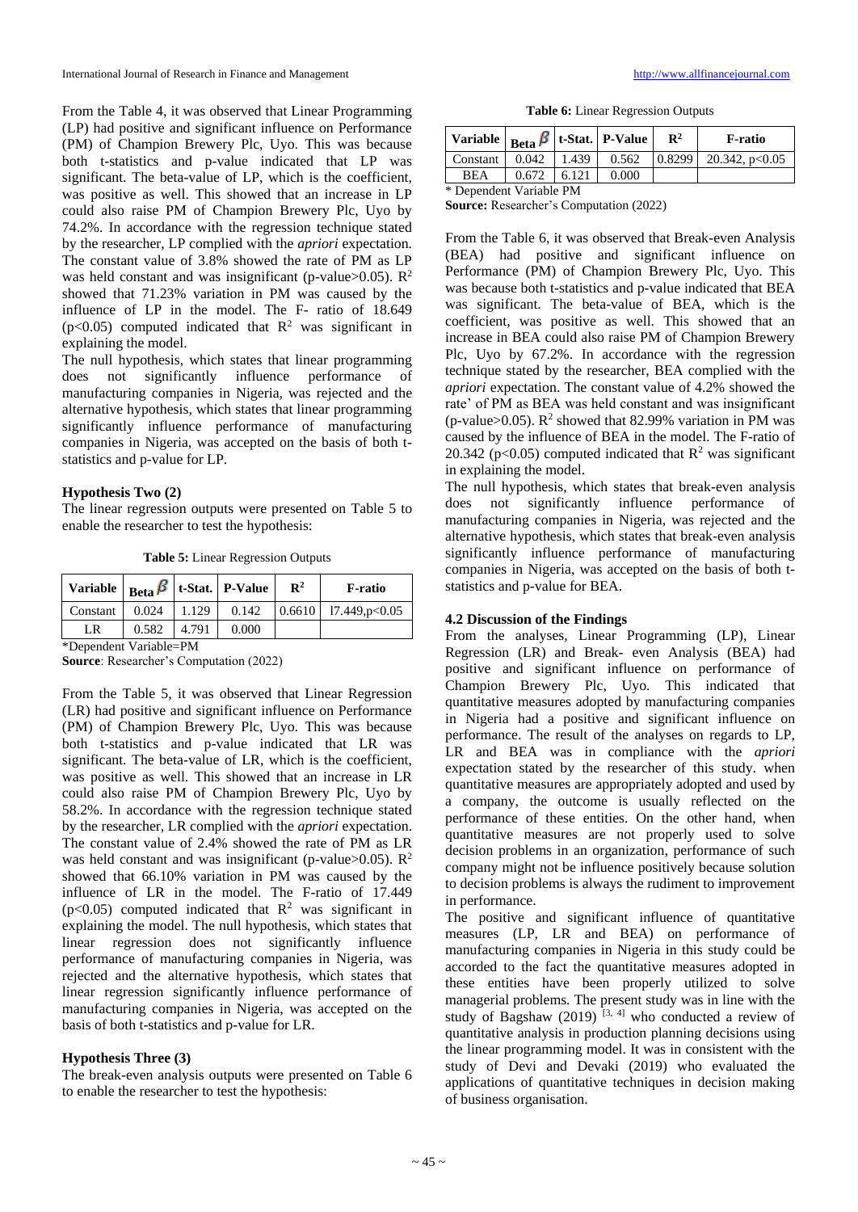From the Table 4, it was observed that Linear Programming (LP) had positive and significant influence on Performance (PM) of Champion Brewery Plc, Uyo. This was because both t-statistics and p-value indicated that LP was significant. The beta-value of LP, which is the coefficient, was positive as well. This showed that an increase in LP could also raise PM of Champion Brewery Plc, Uyo by 74.2%. In accordance with the regression technique stated by the researcher, LP complied with the *apriori* expectation. The constant value of 3.8% showed the rate of PM as LP was held constant and was insignificant (p-value>0.05). $R^2$ showed that 71.23% variation in PM was caused by the influence of LP in the model. The F- ratio of 18.649 ($p<0.05$) computed indicated that $R^2$ was significant in explaining the model.

The null hypothesis, which states that linear programming does not significantly influence performance of manufacturing companies in Nigeria, was rejected and the alternative hypothesis, which states that linear programming significantly influence performance of manufacturing companies in Nigeria, was accepted on the basis of both t-statistics and p-value for LP.

**Hypothesis Two (2)**

The linear regression outputs were presented on Table 5 to enable the researcher to test the hypothesis:

**Table 5:** Linear Regression Outputs

| Variable | Beta $\beta$ | t-Stat. | P-Value | $R^2$ | F-ratio |
|---|---|---|---|---|---|
| Constant | 0.024 | 1.129 | 0.142 | 0.6610 | 17.449,p<0.05 |
| LR | 0.582 | 4.791 | 0.000 | | |

*Dependent Variable=PM

**Source**: Researcher's Computation (2022)

From the Table 5, it was observed that Linear Regression (LR) had positive and significant influence on Performance (PM) of Champion Brewery Plc, Uyo. This was because both t-statistics and p-value indicated that LR was significant. The beta-value of LR, which is the coefficient, was positive as well. This showed that an increase in LR could also raise PM of Champion Brewery Plc, Uyo by 58.2%. In accordance with the regression technique stated by the researcher, LR complied with the *apriori* expectation. The constant value of 2.4% showed the rate of PM as LR was held constant and was insignificant (p-value>0.05). $R^2$ showed that 66.10% variation in PM was caused by the influence of LR in the model. The F-ratio of 17.449 ($p<0.05$) computed indicated that $R^2$ was significant in explaining the model. The null hypothesis, which states that linear regression does not significantly influence performance of manufacturing companies in Nigeria, was rejected and the alternative hypothesis, which states that linear regression significantly influence performance of manufacturing companies in Nigeria, was accepted on the basis of both t-statistics and p-value for LR.

**Hypothesis Three (3)**

The break-even analysis outputs were presented on Table 6 to enable the researcher to test the hypothesis:

**Table 6:** Linear Regression Outputs

| Variable | Beta $\beta$ | t-Stat. | P-Value | $R^2$ | F-ratio |
|---|---|---|---|---|---|
| Constant | 0.042 | 1.439 | 0.562 | 0.8299 | 20.342, p<0.05 |
| BEA | 0.672 | 6.121 | 0.000 | | |

* Dependent Variable PM

**Source:** Researcher's Computation (2022)

From the Table 6, it was observed that Break-even Analysis (BEA) had positive and significant influence on Performance (PM) of Champion Brewery Plc, Uyo. This was because both t-statistics and p-value indicated that BEA was significant. The beta-value of BEA, which is the coefficient, was positive as well. This showed that an increase in BEA could also raise PM of Champion Brewery Plc, Uyo by 67.2%. In accordance with the regression technique stated by the researcher, BEA complied with the *apriori* expectation. The constant value of 4.2% showed the rate' of PM as BEA was held constant and was insignificant (p-value>0.05). $R^2$ showed that 82.99% variation in PM was caused by the influence of BEA in the model. The F-ratio of 20.342 ($p<0.05$) computed indicated that $R^2$ was significant in explaining the model.

The null hypothesis, which states that break-even analysis does not significantly influence performance of manufacturing companies in Nigeria, was rejected and the alternative hypothesis, which states that break-even analysis significantly influence performance of manufacturing companies in Nigeria, was accepted on the basis of both t-statistics and p-value for BEA.

### 4.2 Discussion of the Findings

From the analyses, Linear Programming (LP), Linear Regression (LR) and Break- even Analysis (BEA) had positive and significant influence on performance of Champion Brewery Plc, Uyo. This indicated that quantitative measures adopted by manufacturing companies in Nigeria had a positive and significant influence on performance. The result of the analyses on regards to LP, LR and BEA was in compliance with the *apriori* expectation stated by the researcher of this study. when quantitative measures are appropriately adopted and used by a company, the outcome is usually reflected on the performance of these entities. On the other hand, when quantitative measures are not properly used to solve decision problems in an organization, performance of such company might not be influence positively because solution to decision problems is always the rudiment to improvement in performance.

The positive and significant influence of quantitative measures (LP, LR and BEA) on performance of manufacturing companies in Nigeria in this study could be accorded to the fact the quantitative measures adopted in these entities have been properly utilized to solve managerial problems. The present study was in line with the study of Bagshaw (2019) [3, 4] who conducted a review of quantitative analysis in production planning decisions using the linear programming model. It was in consistent with the study of Devi and Devaki (2019) who evaluated the applications of quantitative techniques in decision making of business organisation.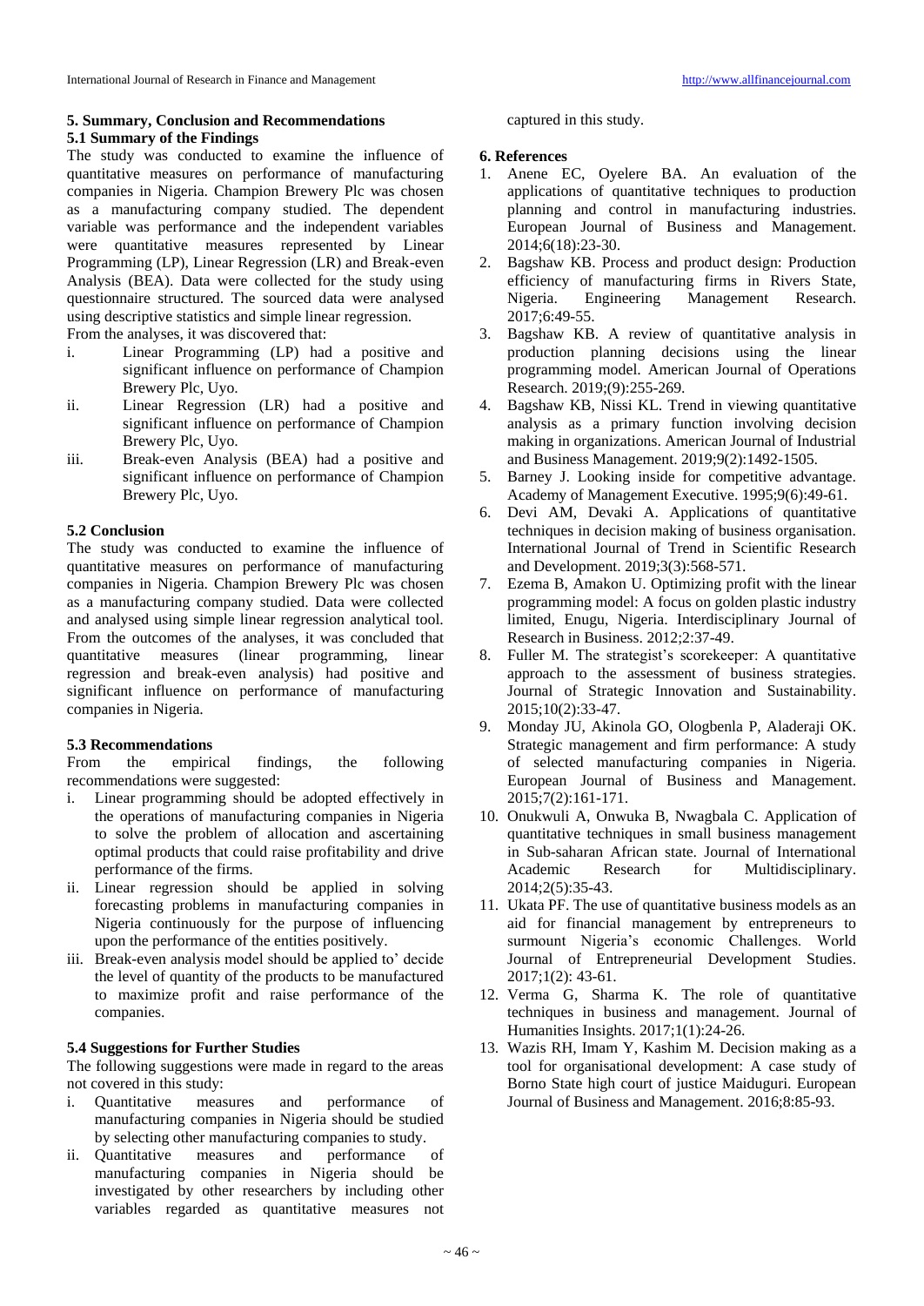## 5. Summary, Conclusion and Recommendations

### 5.1 Summary of the Findings

The study was conducted to examine the influence of quantitative measures on performance of manufacturing companies in Nigeria. Champion Brewery Plc was chosen as a manufacturing company studied. The dependent variable was performance and the independent variables were quantitative measures represented by Linear Programming (LP), Linear Regression (LR) and Break-even Analysis (BEA). Data were collected for the study using questionnaire structured. The sourced data were analysed using descriptive statistics and simple linear regression.

From the analyses, it was discovered that:

i. Linear Programming (LP) had a positive and significant influence on performance of Champion Brewery Plc, Uyo.
ii. Linear Regression (LR) had a positive and significant influence on performance of Champion Brewery Plc, Uyo.
iii. Break-even Analysis (BEA) had a positive and significant influence on performance of Champion Brewery Plc, Uyo.

### 5.2 Conclusion

The study was conducted to examine the influence of quantitative measures on performance of manufacturing companies in Nigeria. Champion Brewery Plc was chosen as a manufacturing company studied. Data were collected and analysed using simple linear regression analytical tool. From the outcomes of the analyses, it was concluded that quantitative measures (linear programming, linear regression and break-even analysis) had positive and significant influence on performance of manufacturing companies in Nigeria.

### 5.3 Recommendations

From the empirical findings, the following recommendations were suggested:

i. Linear programming should be adopted effectively in the operations of manufacturing companies in Nigeria to solve the problem of allocation and ascertaining optimal products that could raise profitability and drive performance of the firms.
ii. Linear regression should be applied in solving forecasting problems in manufacturing companies in Nigeria continuously for the purpose of influencing upon the performance of the entities positively.
iii. Break-even analysis model should be applied to' decide the level of quantity of the products to be manufactured to maximize profit and raise performance of the companies.

### 5.4 Suggestions for Further Studies

The following suggestions were made in regard to the areas not covered in this study:

i. Quantitative measures and performance of manufacturing companies in Nigeria should be studied by selecting other manufacturing companies to study.
ii. Quantitative measures and performance of manufacturing companies in Nigeria should be investigated by other researchers by including other variables regarded as quantitative measures not captured in this study.

## 6. References

1. Anene EC, Oyelere BA. An evaluation of the applications of quantitative techniques to production planning and control in manufacturing industries. European Journal of Business and Management. 2014;6(18):23-30.
2. Bagshaw KB. Process and product design: Production efficiency of manufacturing firms in Rivers State, Nigeria. Engineering Management Research. 2017;6:49-55.
3. Bagshaw KB. A review of quantitative analysis in production planning decisions using the linear programming model. American Journal of Operations Research. 2019;(9):255-269.
4. Bagshaw KB, Nissi KL. Trend in viewing quantitative analysis as a primary function involving decision making in organizations. American Journal of Industrial and Business Management. 2019;9(2):1492-1505.
5. Barney J. Looking inside for competitive advantage. Academy of Management Executive. 1995;9(6):49-61.
6. Devi AM, Devaki A. Applications of quantitative techniques in decision making of business organisation. International Journal of Trend in Scientific Research and Development. 2019;3(3):568-571.
7. Ezema B, Amakon U. Optimizing profit with the linear programming model: A focus on golden plastic industry limited, Enugu, Nigeria. Interdisciplinary Journal of Research in Business. 2012;2:37-49.
8. Fuller M. The strategist's scorekeeper: A quantitative approach to the assessment of business strategies. Journal of Strategic Innovation and Sustainability. 2015;10(2):33-47.
9. Monday JU, Akinola GO, Ologbenla P, Aladeraji OK. Strategic management and firm performance: A study of selected manufacturing companies in Nigeria. European Journal of Business and Management. 2015;7(2):161-171.
10. Onukwuli A, Onwuka B, Nwagbala C. Application of quantitative techniques in small business management in Sub-saharan African state. Journal of International Academic Research for Multidisciplinary. 2014;2(5):35-43.
11. Ukata PF. The use of quantitative business models as an aid for financial management by entrepreneurs to surmount Nigeria's economic Challenges. World Journal of Entrepreneurial Development Studies. 2017;1(2): 43-61.
12. Verma G, Sharma K. The role of quantitative techniques in business and management. Journal of Humanities Insights. 2017;1(1):24-26.
13. Wazis RH, Imam Y, Kashim M. Decision making as a tool for organisational development: A case study of Borno State high court of justice Maiduguri. European Journal of Business and Management. 2016;8:85-93.